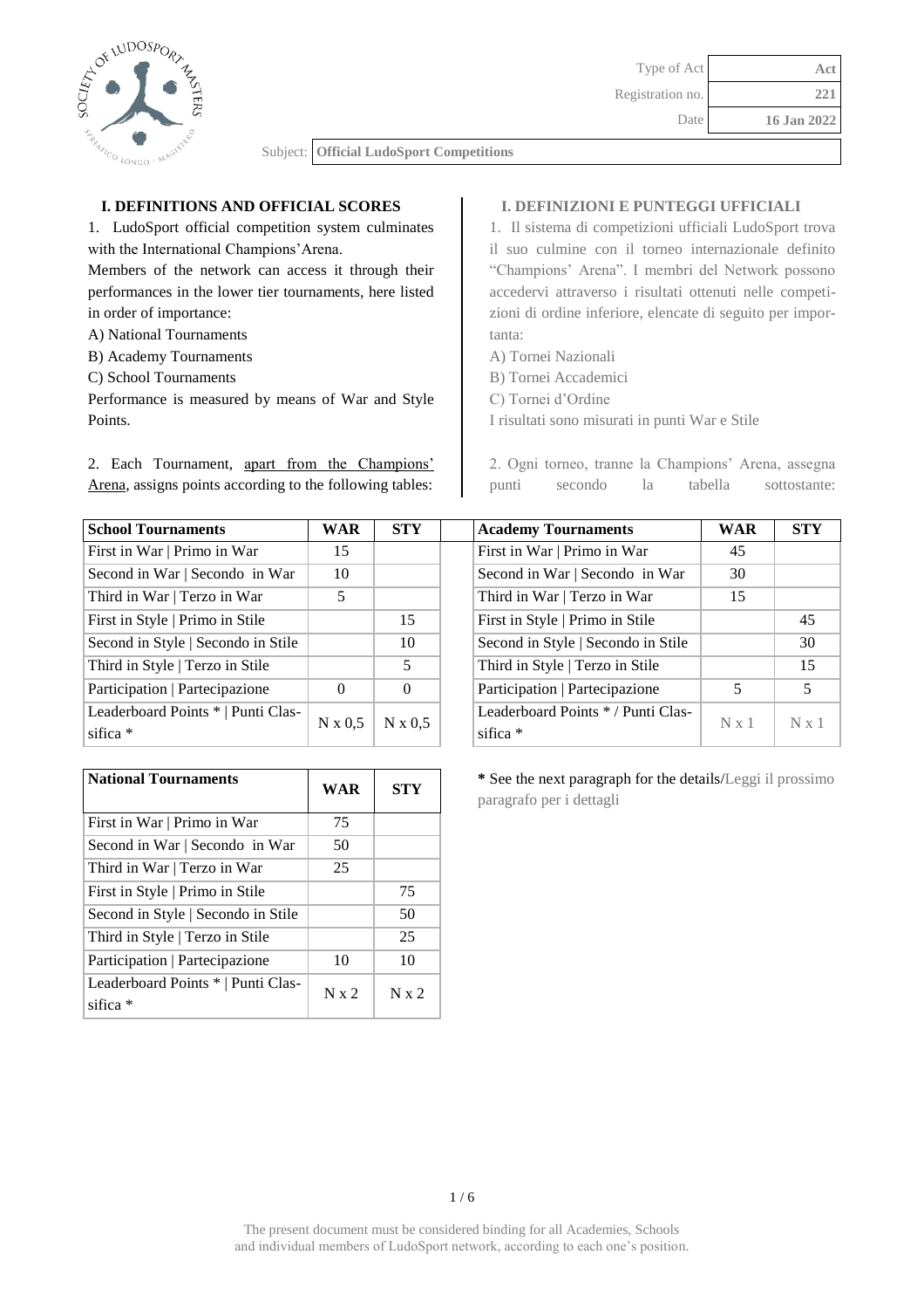| Type of Act | Act |
|---|---|
| Registration no. | 221 |
| Date | 16 Jan 2022 |

Subject: **Official LudoSport Competitions**

## I. DEFINITIONS AND OFFICIAL SCORES

1. LudoSport official competition system culminates with the International Champions'Arena.

Members of the network can access it through their performances in the lower tier tournaments, here listed in order of importance:

A) National Tournaments

B) Academy Tournaments

C) School Tournaments

Performance is measured by means of War and Style Points.

2. Each Tournament, apart from the Champions' Arena, assigns points according to the following tables:

## I. DEFINIZIONI E PUNTEGGI UFFICIALI

1. Il sistema di competizioni ufficiali LudoSport trova il suo culmine con il torneo internazionale definito "Champions' Arena". I membri del Network possono accedervi attraverso i risultati ottenuti nelle competizioni di ordine inferiore, elencate di seguito per importanta:

A) Tornei Nazionali

B) Tornei Accademici

C) Tornei d'Ordine

I risultati sono misurati in punti War e Stile

2. Ogni torneo, tranne la Champions' Arena, assegna punti secondo la tabella sottostante:

| School Tournaments | WAR | STY |
|---|---|---|
| First in War \| Primo in War | 15 | |
| Second in War \| Secondo in War | 10 | |
| Third in War \| Terzo in War | 5 | |
| First in Style \| Primo in Stile | | 15 |
| Second in Style \| Secondo in Stile | | 10 |
| Third in Style \| Terzo in Stile | | 5 |
| Participation \| Partecipazione | 0 | 0 |
| Leaderboard Points * \| Punti Classifica * | N x 0,5 | N x 0,5 |

| Academy Tournaments | WAR | STY |
|---|---|---|
| First in War \| Primo in War | 45 | |
| Second in War \| Secondo in War | 30 | |
| Third in War \| Terzo in War | 15 | |
| First in Style \| Primo in Stile | | 45 |
| Second in Style \| Secondo in Stile | | 30 |
| Third in Style \| Terzo in Stile | | 15 |
| Participation \| Partecipazione | 5 | 5 |
| Leaderboard Points * / Punti Classifica * | N x 1 | N x 1 |

| National Tournaments | WAR | STY |
|---|---|---|
| First in War \| Primo in War | 75 | |
| Second in War \| Secondo in War | 50 | |
| Third in War \| Terzo in War | 25 | |
| First in Style \| Primo in Stile | | 75 |
| Second in Style \| Secondo in Stile | | 50 |
| Third in Style \| Terzo in Stile | | 25 |
| Participation \| Partecipazione | 10 | 10 |
| Leaderboard Points * \| Punti Classifica * | N x 2 | N x 2 |

**\*** See the next paragraph for the details/Leggi il prossimo paragrafo per i dettagli

The present document must be considered binding for all Academies, Schools and individual members of LudoSport network, according to each one's position.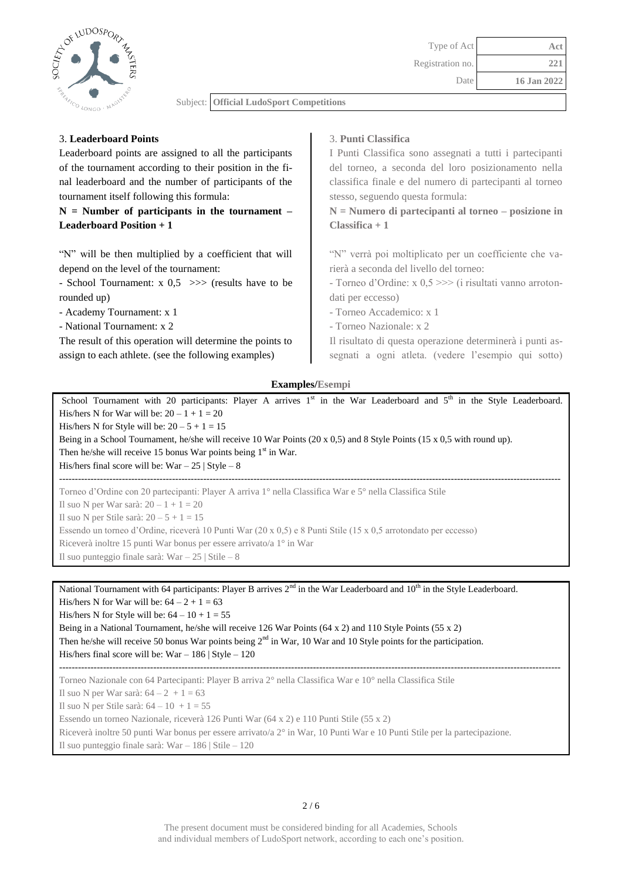### 3. **Leaderboard Points**

Leaderboard points are assigned to all the participants of the tournament according to their position in the final leaderboard and the number of participants of the tournament itself following this formula:

**N = Number of participants in the tournament – Leaderboard Position + 1**

"N" will be then multiplied by a coefficient that will depend on the level of the tournament:

- School Tournament: x 0,5 >>> (results have to be rounded up)
- Academy Tournament: x 1
- National Tournament: x 2

The result of this operation will determine the points to assign to each athlete. (see the following examples)

### 3. **Punti Classifica**

I Punti Classifica sono assegnati a tutti i partecipanti del torneo, a seconda del loro posizionamento nella classifica finale e del numero di partecipanti al torneo stesso, seguendo questa formula:

**N = Numero di partecipanti al torneo – posizione in Classifica + 1**

"N" verrà poi moltiplicato per un coefficiente che varierà a seconda del livello del torneo:

- Torneo d'Ordine: x 0,5 >>> (i risultati vanno arrotondati per eccesso)
- Torneo Accademico: x 1
- Torneo Nazionale: x 2

Il risultato di questa operazione determinerà i punti assegnati a ogni atleta. (vedere l'esempio qui sotto)

**Examples/Esempi**

School Tournament with 20 participants: Player A arrives 1st in the War Leaderboard and 5th in the Style Leaderboard.
His/hers N for War will be: 20 – 1 + 1 = 20
His/hers N for Style will be: 20 – 5 + 1 = 15
Being in a School Tournament, he/she will receive 10 War Points (20 x 0,5) and 8 Style Points (15 x 0,5 with round up).
Then he/she will receive 15 bonus War points being 1st in War.
His/hers final score will be: War – 25 | Style – 8

---

Torneo d'Ordine con 20 partecipanti: Player A arriva 1° nella Classifica War e 5° nella Classifica Stile
Il suo N per War sarà: 20 – 1 + 1 = 20
Il suo N per Stile sarà: 20 – 5 + 1 = 15
Essendo un torneo d'Ordine, riceverà 10 Punti War (20 x 0,5) e 8 Punti Stile (15 x 0,5 arrotondato per eccesso)
Riceverà inoltre 15 punti War bonus per essere arrivato/a 1° in War
Il suo punteggio finale sarà: War – 25 | Stile – 8

National Tournament with 64 participants: Player B arrives 2nd in the War Leaderboard and 10th in the Style Leaderboard.
His/hers N for War will be: 64 – 2 + 1 = 63
His/hers N for Style will be: 64 – 10 + 1 = 55
Being in a National Tournament, he/she will receive 126 War Points (64 x 2) and 110 Style Points (55 x 2)
Then he/she will receive 50 bonus War points being 2nd in War, 10 War and 10 Style points for the participation.
His/hers final score will be: War – 186 | Style – 120

---

Torneo Nazionale con 64 Partecipanti: Player B arriva 2° nella Classifica War e 10° nella Classifica Stile
Il suo N per War sarà: 64 – 2 + 1 = 63
Il suo N per Stile sarà: 64 – 10 + 1 = 55
Essendo un torneo Nazionale, riceverà 126 Punti War (64 x 2) e 110 Punti Stile (55 x 2)
Riceverà inoltre 50 punti War bonus per essere arrivato/a 2° in War, 10 Punti War e 10 Punti Stile per la partecipazione.
Il suo punteggio finale sarà: War – 186 | Stile – 120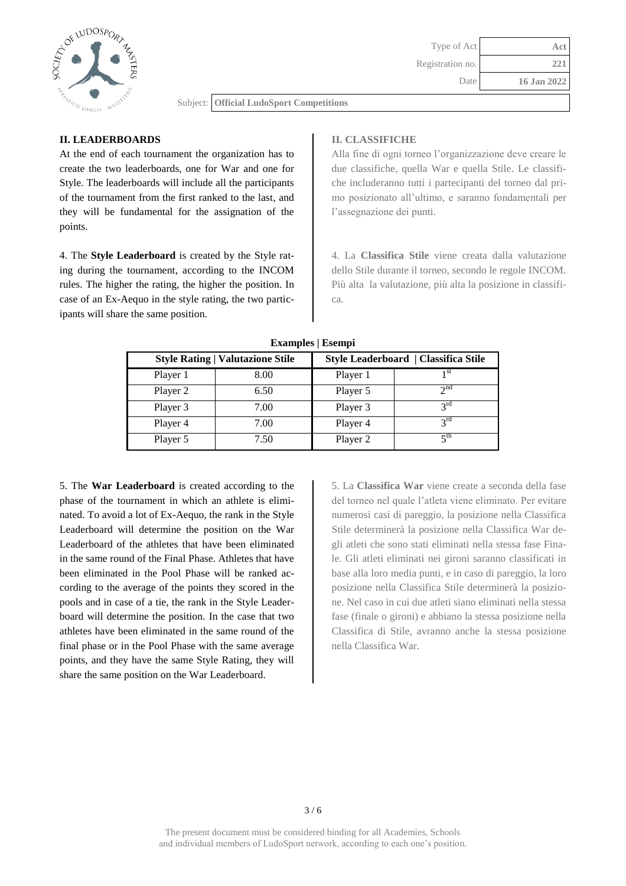## II. LEADERBOARDS

At the end of each tournament the organization has to create the two leaderboards, one for War and one for Style. The leaderboards will include all the participants of the tournament from the first ranked to the last, and they will be fundamental for the assignation of the points.

4. The **Style Leaderboard** is created by the Style rating during the tournament, according to the INCOM rules. The higher the rating, the higher the position. In case of an Ex-Aequo in the style rating, the two participants will share the same position.

## II. CLASSIFICHE

Alla fine di ogni torneo l'organizzazione deve creare le due classifiche, quella War e quella Stile. Le classifiche includeranno tutti i partecipanti del torneo dal primo posizionato all'ultimo, e saranno fondamentali per l'assegnazione dei punti.

4. La **Classifica Stile** viene creata dalla valutazione dello Stile durante il torneo, secondo le regole INCOM. Più alta la valutazione, più alta la posizione in classifica.

**Examples | Esempi**

| Style Rating \| Valutazione Stile | | Style Leaderboard \| Classifica Stile | |
|---|---|---|---|
| Player 1 | 8.00 | Player 1 | 1st |
| Player 2 | 6.50 | Player 5 | 2nd |
| Player 3 | 7.00 | Player 3 | 3rd |
| Player 4 | 7.00 | Player 4 | 3rd |
| Player 5 | 7.50 | Player 2 | 5th |

5. The **War Leaderboard** is created according to the phase of the tournament in which an athlete is eliminated. To avoid a lot of Ex-Aequo, the rank in the Style Leaderboard will determine the position on the War Leaderboard of the athletes that have been eliminated in the same round of the Final Phase. Athletes that have been eliminated in the Pool Phase will be ranked according to the average of the points they scored in the pools and in case of a tie, the rank in the Style Leaderboard will determine the position. In the case that two athletes have been eliminated in the same round of the final phase or in the Pool Phase with the same average points, and they have the same Style Rating, they will share the same position on the War Leaderboard.

5. La **Classifica War** viene create a seconda della fase del torneo nel quale l'atleta viene eliminato. Per evitare numerosi casi di pareggio, la posizione nella Classifica Stile determinerà la posizione nella Classifica War degli atleti che sono stati eliminati nella stessa fase Finale. Gli atleti eliminati nei gironi saranno classificati in base alla loro media punti, e in caso di pareggio, la loro posizione nella Classifica Stile determinerà la posizione. Nel caso in cui due atleti siano eliminati nella stessa fase (finale o gironi) e abbiano la stessa posizione nella Classifica di Stile, avranno anche la stessa posizione nella Classifica War.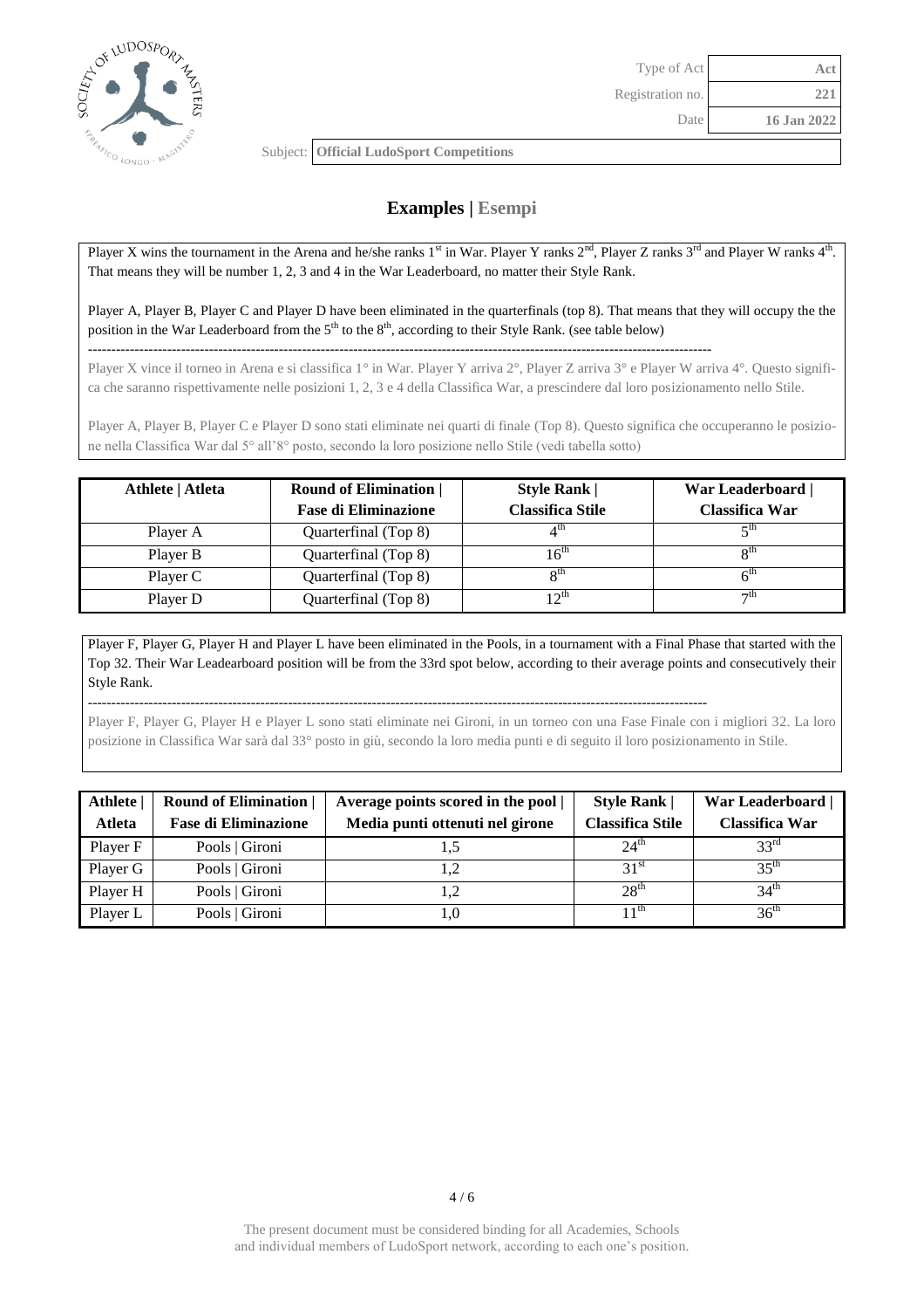## Examples | Esempi

Player X wins the tournament in the Arena and he/she ranks 1st in War. Player Y ranks 2nd, Player Z ranks 3rd and Player W ranks 4th. That means they will be number 1, 2, 3 and 4 in the War Leaderboard, no matter their Style Rank.

Player A, Player B, Player C and Player D have been eliminated in the quarterfinals (top 8). That means that they will occupy the the position in the War Leaderboard from the 5th to the 8th, according to their Style Rank. (see table below)

---

Player X vince il torneo in Arena e si classifica 1° in War. Player Y arriva 2°, Player Z arriva 3° e Player W arriva 4°. Questo significa che saranno rispettivamente nelle posizioni 1, 2, 3 e 4 della Classifica War, a prescindere dal loro posizionamento nello Stile.

Player A, Player B, Player C e Player D sono stati eliminate nei quarti di finale (Top 8). Questo significa che occuperanno le posizione nella Classifica War dal 5° all'8° posto, secondo la loro posizione nello Stile (vedi tabella sotto)

| Athlete \| Atleta | Round of Elimination \| Fase di Eliminazione | Style Rank \| Classifica Stile | War Leaderboard \| Classifica War |
|---|---|---|---|
| Player A | Quarterfinal (Top 8) | 4th | 5th |
| Player B | Quarterfinal (Top 8) | 16th | 8th |
| Player C | Quarterfinal (Top 8) | 8th | 6th |
| Player D | Quarterfinal (Top 8) | 12th | 7th |

Player F, Player G, Player H and Player L have been eliminated in the Pools, in a tournament with a Final Phase that started with the Top 32. Their War Leadearboard position will be from the 33rd spot below, according to their average points and consecutively their Style Rank.

---

Player F, Player G, Player H e Player L sono stati eliminate nei Gironi, in un torneo con una Fase Finale con i migliori 32. La loro posizione in Classifica War sarà dal 33° posto in giù, secondo la loro media punti e di seguito il loro posizionamento in Stile.

| Athlete \| Atleta | Round of Elimination \| Fase di Eliminazione | Average points scored in the pool \| Media punti ottenuti nel girone | Style Rank \| Classifica Stile | War Leaderboard \| Classifica War |
|---|---|---|---|---|
| Player F | Pools \| Gironi | 1,5 | 24th | 33rd |
| Player G | Pools \| Gironi | 1,2 | 31st | 35th |
| Player H | Pools \| Gironi | 1,2 | 28th | 34th |
| Player L | Pools \| Gironi | 1,0 | 11th | 36th |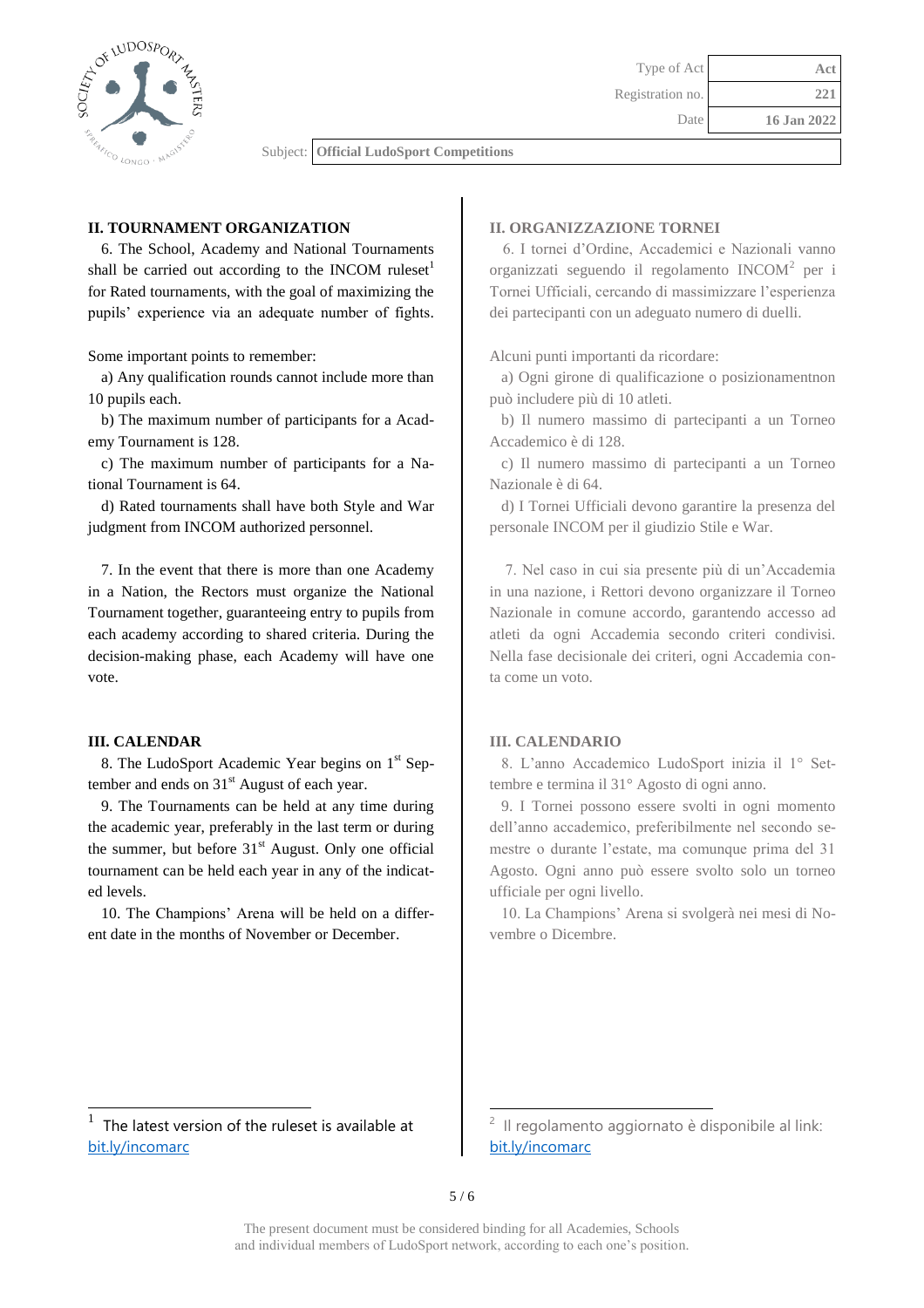## II. TOURNAMENT ORGANIZATION

6. The School, Academy and National Tournaments shall be carried out according to the INCOM ruleset[1] for Rated tournaments, with the goal of maximizing the pupils' experience via an adequate number of fights.

Some important points to remember:

a) Any qualification rounds cannot include more than 10 pupils each.

b) The maximum number of participants for a Academy Tournament is 128.

c) The maximum number of participants for a National Tournament is 64.

d) Rated tournaments shall have both Style and War judgment from INCOM authorized personnel.

7. In the event that there is more than one Academy in a Nation, the Rectors must organize the National Tournament together, guaranteeing entry to pupils from each academy according to shared criteria. During the decision-making phase, each Academy will have one vote.

## III. CALENDAR

8. The LudoSport Academic Year begins on 1st September and ends on 31st August of each year.

9. The Tournaments can be held at any time during the academic year, preferably in the last term or during the summer, but before 31st August. Only one official tournament can be held each year in any of the indicated levels.

10. The Champions' Arena will be held on a different date in the months of November or December.

[1] The latest version of the ruleset is available at bit.ly/incomarc

## II. ORGANIZZAZIONE TORNEI

6. I tornei d'Ordine, Accademici e Nazionali vanno organizzati seguendo il regolamento INCOM[2] per i Tornei Ufficiali, cercando di massimizzare l'esperienza dei partecipanti con un adeguato numero di duelli.

Alcuni punti importanti da ricordare:

a) Ogni girone di qualificazione o posizionamentnon può includere più di 10 atleti.

b) Il numero massimo di partecipanti a un Torneo Accademico è di 128.

c) Il numero massimo di partecipanti a un Torneo Nazionale è di 64.

d) I Tornei Ufficiali devono garantire la presenza del personale INCOM per il giudizio Stile e War.

7. Nel caso in cui sia presente più di un'Accademia in una nazione, i Rettori devono organizzare il Torneo Nazionale in comune accordo, garantendo accesso ad atleti da ogni Accademia secondo criteri condivisi. Nella fase decisionale dei criteri, ogni Accademia conta come un voto.

## III. CALENDARIO

8. L'anno Accademico LudoSport inizia il 1° Settembre e termina il 31° Agosto di ogni anno.

9. I Tornei possono essere svolti in ogni momento dell'anno accademico, preferibilmente nel secondo semestre o durante l'estate, ma comunque prima del 31 Agosto. Ogni anno può essere svolto solo un torneo ufficiale per ogni livello.

10. La Champions' Arena si svolgerà nei mesi di Novembre o Dicembre.

[2] Il regolamento aggiornato è disponibile al link: bit.ly/incomarc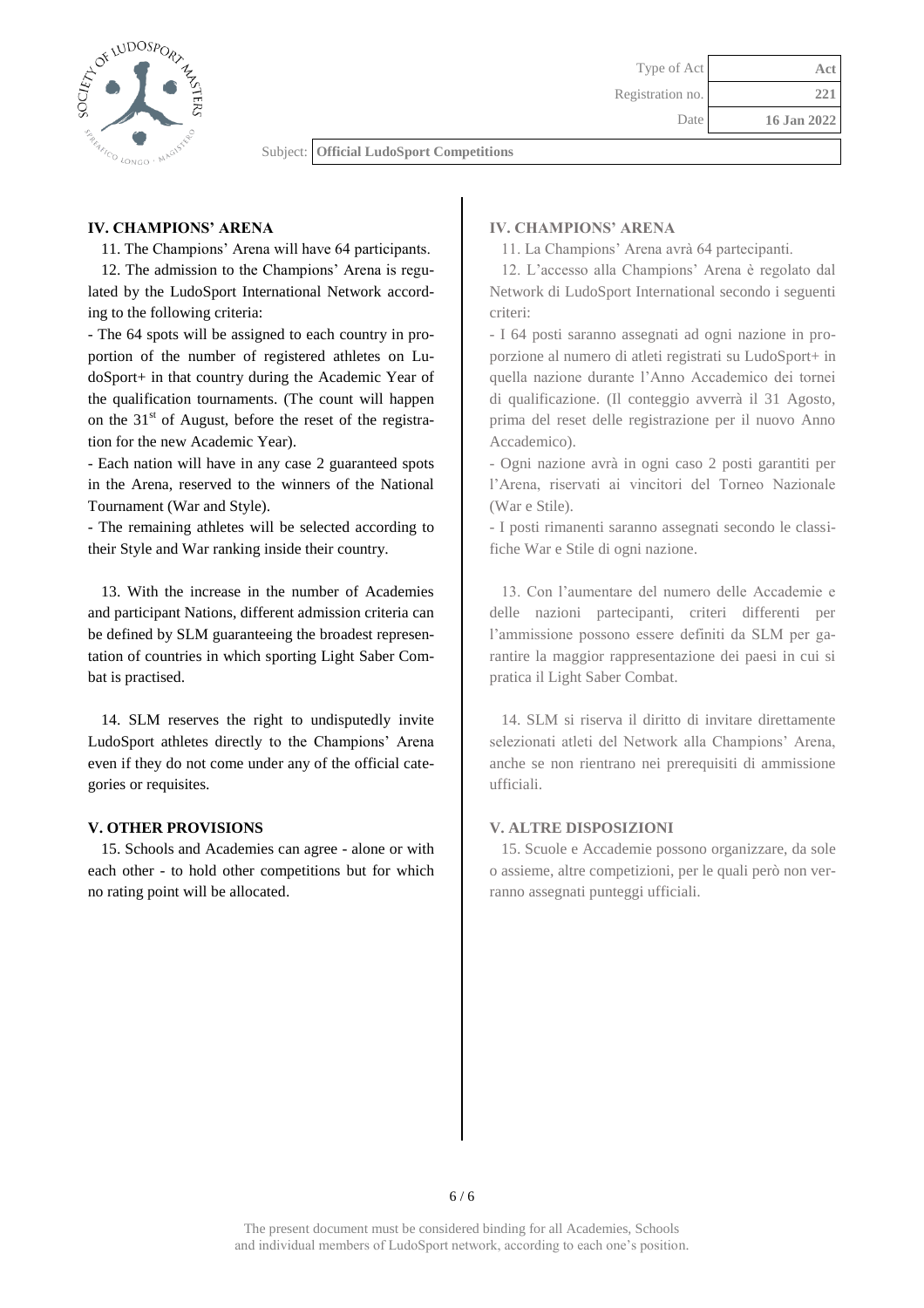| | |
|---|---|
| Type of Act | Act |
| Registration no. | 221 |
| Date | 16 Jan 2022 |

Subject: **Official LudoSport Competitions**

### IV. CHAMPIONS' ARENA

11. The Champions' Arena will have 64 participants.

12. The admission to the Champions' Arena is regulated by the LudoSport International Network according to the following criteria:

- The 64 spots will be assigned to each country in proportion of the number of registered athletes on LudoSport+ in that country during the Academic Year of the qualification tournaments. (The count will happen on the 31st of August, before the reset of the registration for the new Academic Year).
- Each nation will have in any case 2 guaranteed spots in the Arena, reserved to the winners of the National Tournament (War and Style).
- The remaining athletes will be selected according to their Style and War ranking inside their country.

13. With the increase in the number of Academies and participant Nations, different admission criteria can be defined by SLM guaranteeing the broadest representation of countries in which sporting Light Saber Combat is practised.

14. SLM reserves the right to undisputedly invite LudoSport athletes directly to the Champions' Arena even if they do not come under any of the official categories or requisites.

### V. OTHER PROVISIONS

15. Schools and Academies can agree - alone or with each other - to hold other competitions but for which no rating point will be allocated.

### IV. CHAMPIONS' ARENA

11. La Champions' Arena avrà 64 partecipanti.

12. L'accesso alla Champions' Arena è regolato dal Network di LudoSport International secondo i seguenti criteri:

- I 64 posti saranno assegnati ad ogni nazione in proporzione al numero di atleti registrati su LudoSport+ in quella nazione durante l'Anno Accademico dei tornei di qualificazione. (Il conteggio avverrà il 31 Agosto, prima del reset delle registrazione per il nuovo Anno Accademico).
- Ogni nazione avrà in ogni caso 2 posti garantiti per l'Arena, riservati ai vincitori del Torneo Nazionale (War e Stile).
- I posti rimanenti saranno assegnati secondo le classifiche War e Stile di ogni nazione.

13. Con l'aumentare del numero delle Accademie e delle nazioni partecipanti, criteri differenti per l'ammissione possono essere definiti da SLM per garantire la maggior rappresentazione dei paesi in cui si pratica il Light Saber Combat.

14. SLM si riserva il diritto di invitare direttamente selezionati atleti del Network alla Champions' Arena, anche se non rientrano nei prerequisiti di ammissione ufficiali.

### V. ALTRE DISPOSIZIONI

15. Scuole e Accademie possono organizzare, da sole o assieme, altre competizioni, per le quali però non verranno assegnati punteggi ufficiali.

The present document must be considered binding for all Academies, Schools and individual members of LudoSport network, according to each one's position.